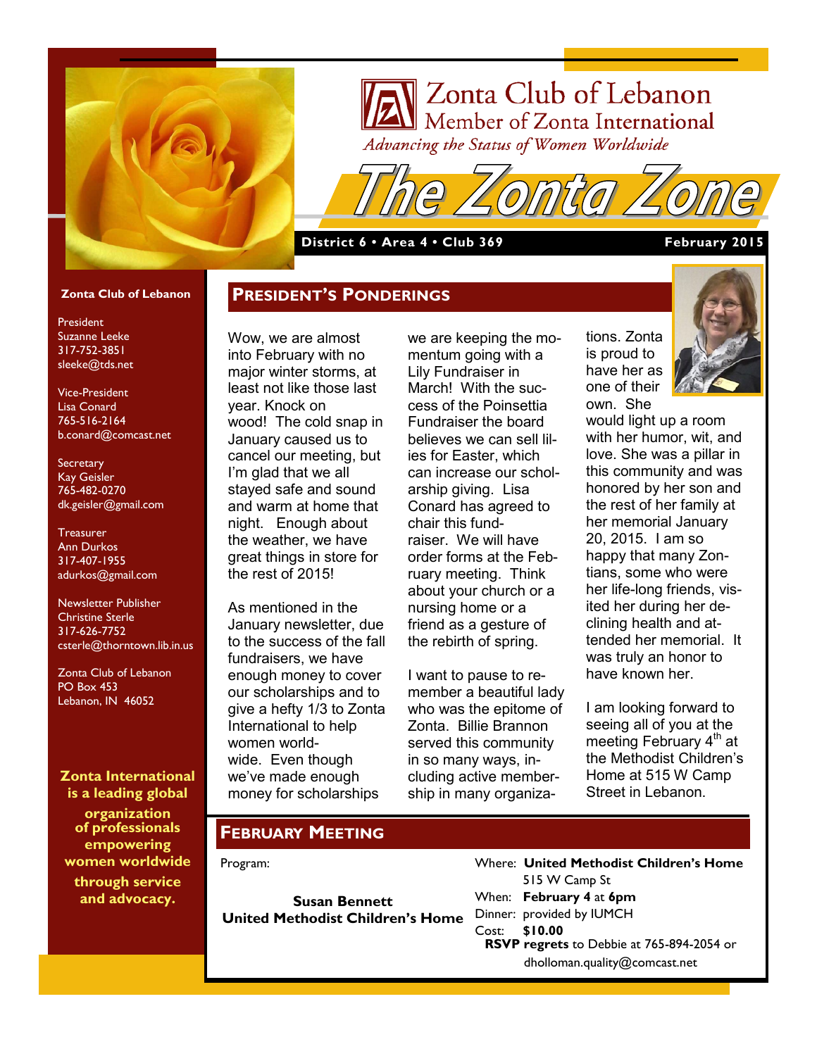# Zonta Club of Lebanon

Member of Zonta International

*Advancing the Status of Women Worldwide*

# The Zonta Zone

**District 6 • Area 4 • Club 369** **February 2015**

**Zonta Club of Lebanon**

President
Suzanne Leeke
317-752-3851
sleeke@tds.net

Vice-President
Lisa Conard
765-516-2164
b.conard@comcast.net

Secretary
Kay Geisler
765-482-0270
dk.geisler@gmail.com

Treasurer
Ann Durkos
317-407-1955
adurkos@gmail.com

Newsletter Publisher
Christine Sterle
317-626-7752
csterle@thorntown.lib.in.us

Zonta Club of Lebanon
PO Box 453
Lebanon, IN 46052

**Zonta International is a leading global organization of professionals empowering women worldwide through service and advocacy.**

## President's Ponderings

Wow, we are almost into February with no major winter storms, at least not like those last year. Knock on wood! The cold snap in January caused us to cancel our meeting, but I'm glad that we all stayed safe and sound and warm at home that night. Enough about the weather, we have great things in store for the rest of 2015!

As mentioned in the January newsletter, due to the success of the fall fundraisers, we have enough money to cover our scholarships and to give a hefty 1/3 to Zonta International to help women worldwide. Even though we've made enough money for scholarships we are keeping the momentum going with a Lily Fundraiser in March! With the success of the Poinsettia Fundraiser the board believes we can sell lilies for Easter, which can increase our scholarship giving. Lisa Conard has agreed to chair this fundraiser. We will have order forms at the February meeting. Think about your church or a nursing home or a friend as a gesture of the rebirth of spring.

I want to pause to remember a beautiful lady who was the epitome of Zonta. Billie Brannon served this community in so many ways, including active membership in many organizations. Zonta is proud to have her as one of their own. She would light up a room with her humor, wit, and love. She was a pillar in this community and was honored by her son and the rest of her family at her memorial January 20, 2015. I am so happy that many Zontians, some who were her life-long friends, visited her during her declining health and attended her memorial. It was truly an honor to have known her.

I am looking forward to seeing all of you at the meeting February 4th at the Methodist Children's Home at 515 W Camp Street in Lebanon.

## February Meeting

Program:

**Susan Bennett**
**United Methodist Children's Home**

Where: **United Methodist Children's Home**
515 W Camp St

When: **February 4** at **6pm**

Dinner: provided by IUMCH

Cost: **$10.00**

**RSVP regrets** to Debbie at 765-894-2054 or dholloman.quality@comcast.net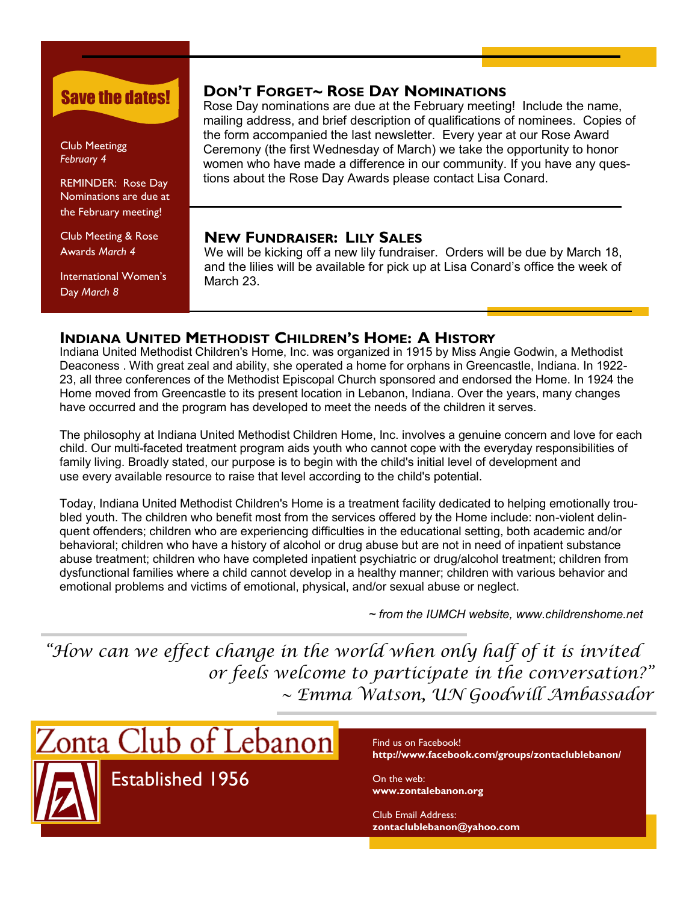## Save the dates!

Club Meetingg
*February 4*

REMINDER: Rose Day Nominations are due at the February meeting!

Club Meeting & Rose Awards *March 4*

International Women's Day *March 8*

## Don't Forget~ Rose Day Nominations

Rose Day nominations are due at the February meeting! Include the name, mailing address, and brief description of qualifications of nominees. Copies of the form accompanied the last newsletter. Every year at our Rose Award Ceremony (the first Wednesday of March) we take the opportunity to honor women who have made a difference in our community. If you have any questions about the Rose Day Awards please contact Lisa Conard.

## New Fundraiser: Lily Sales

We will be kicking off a new lily fundraiser. Orders will be due by March 18, and the lilies will be available for pick up at Lisa Conard's office the week of March 23.

## Indiana United Methodist Children's Home: A History

Indiana United Methodist Children's Home, Inc. was organized in 1915 by Miss Angie Godwin, a Methodist Deaconess . With great zeal and ability, she operated a home for orphans in Greencastle, Indiana. In 1922-23, all three conferences of the Methodist Episcopal Church sponsored and endorsed the Home. In 1924 the Home moved from Greencastle to its present location in Lebanon, Indiana. Over the years, many changes have occurred and the program has developed to meet the needs of the children it serves.

The philosophy at Indiana United Methodist Children Home, Inc. involves a genuine concern and love for each child. Our multi-faceted treatment program aids youth who cannot cope with the everyday responsibilities of family living. Broadly stated, our purpose is to begin with the child's initial level of development and use every available resource to raise that level according to the child's potential.

Today, Indiana United Methodist Children's Home is a treatment facility dedicated to helping emotionally troubled youth. The children who benefit most from the services offered by the Home include: non-violent delinquent offenders; children who are experiencing difficulties in the educational setting, both academic and/or behavioral; children who have a history of alcohol or drug abuse but are not in need of inpatient substance abuse treatment; children who have completed inpatient psychiatric or drug/alcohol treatment; children from dysfunctional families where a child cannot develop in a healthy manner; children with various behavior and emotional problems and victims of emotional, physical, and/or sexual abuse or neglect.

*~ from the IUMCH website, www.childrenshome.net*

*"How can we effect change in the world when only half of it is invited or feels welcome to participate in the conversation?"*
*~ Emma Watson, UN Goodwill Ambassador*

# Zonta Club of Lebanon

Established 1956

Find us on Facebook!
**http://www.facebook.com/groups/zontaclublebanon/**

On the web:
**www.zontalebanon.org**

Club Email Address:
**zontaclublebanon@yahoo.com**